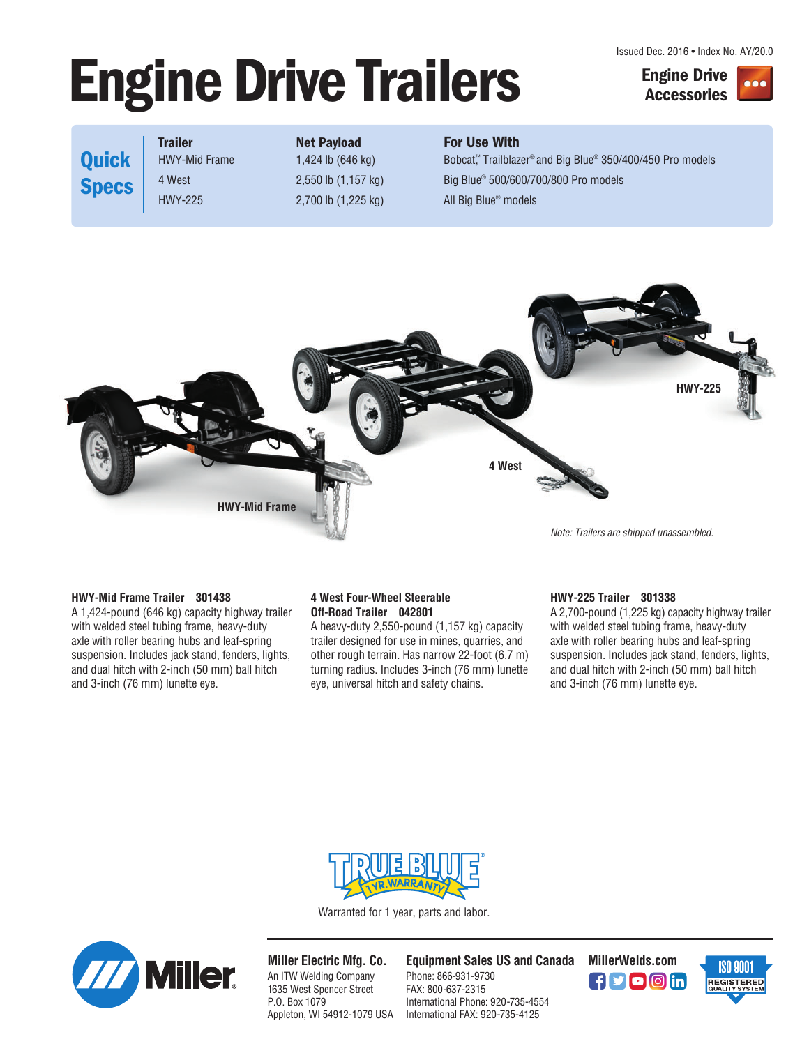Issued Dec. 2016 • Index No. AY/20.0

**Engine Drive Accessories**

# Engine Drive Trailers

## Quick Specs

| Trailer | Net Payload | For Use With |
|---|---|---|
| HWY-Mid Frame | 1,424 lb (646 kg) | Bobcat™, Trailblazer® and Big Blue® 350/400/450 Pro models |
| 4 West | 2,550 lb (1,157 kg) | Big Blue® 500/600/700/800 Pro models |
| HWY-225 | 2,700 lb (1,225 kg) | All Big Blue® models |

HWY-Mid Frame

4 West

HWY-225

*Note: Trailers are shipped unassembled.*

**HWY-Mid Frame Trailer 301438**
A 1,424-pound (646 kg) capacity highway trailer with welded steel tubing frame, heavy-duty axle with roller bearing hubs and leaf-spring suspension. Includes jack stand, fenders, lights, and dual hitch with 2-inch (50 mm) ball hitch and 3-inch (76 mm) lunette eye.

**4 West Four-Wheel Steerable Off-Road Trailer 042801**
A heavy-duty 2,550-pound (1,157 kg) capacity trailer designed for use in mines, quarries, and other rough terrain. Has narrow 22-foot (6.7 m) turning radius. Includes 3-inch (76 mm) lunette eye, universal hitch and safety chains.

**HWY-225 Trailer 301338**
A 2,700-pound (1,225 kg) capacity highway trailer with welded steel tubing frame, heavy-duty axle with roller bearing hubs and leaf-spring suspension. Includes jack stand, fenders, lights, and dual hitch with 2-inch (50 mm) ball hitch and 3-inch (76 mm) lunette eye.

TRUE BLUE® 1 YR. WARRANTY

Warranted for 1 year, parts and labor.

**Miller Electric Mfg. Co.**
An ITW Welding Company
1635 West Spencer Street
P.O. Box 1079
Appleton, WI 54912-1079 USA

**Equipment Sales US and Canada**
Phone: 866-931-9730
FAX: 800-637-2315
International Phone: 920-735-4554
International FAX: 920-735-4125

**MillerWelds.com**

ISO 9001 REGISTERED QUALITY SYSTEM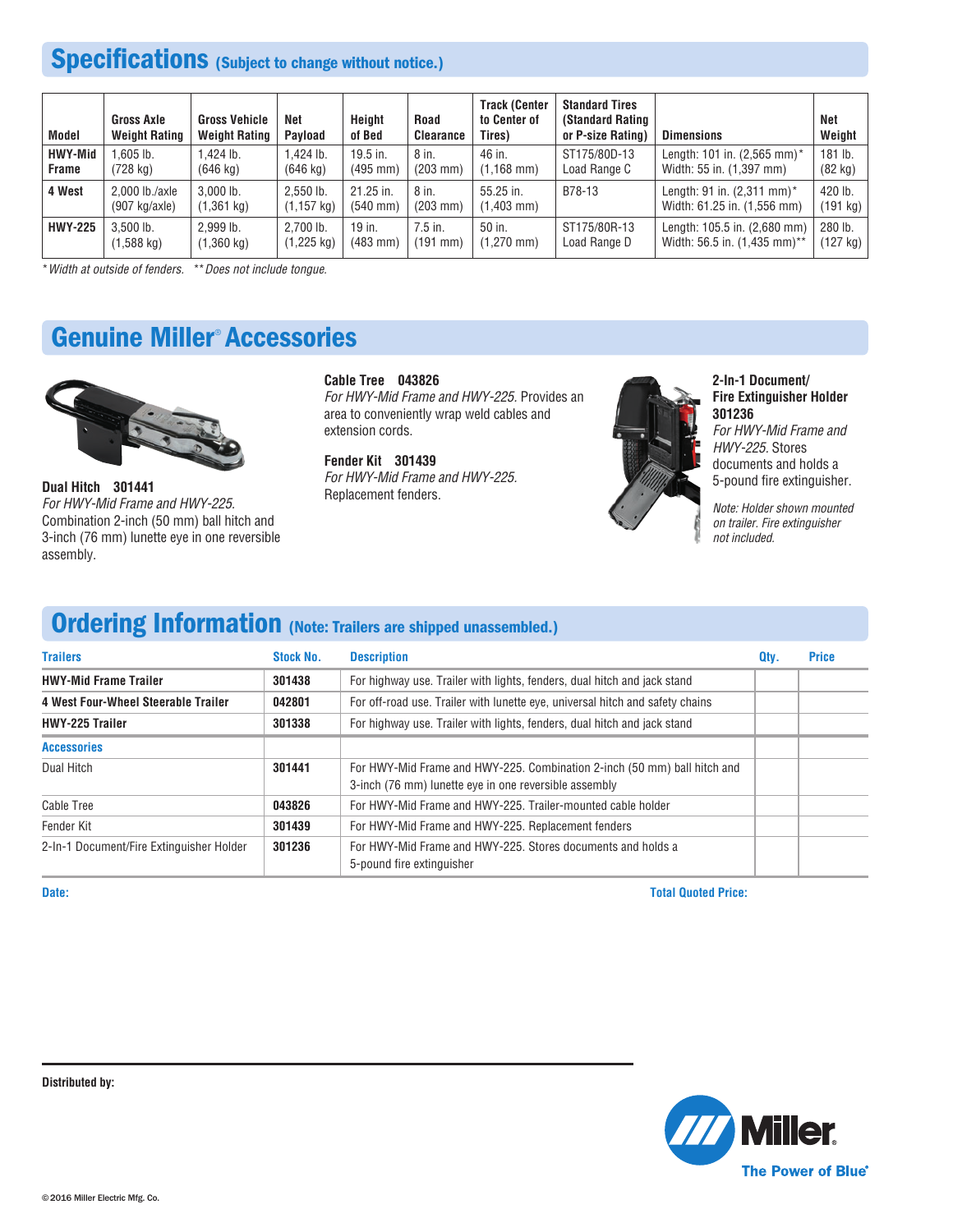## Specifications (Subject to change without notice.)

| Model | Gross Axle Weight Rating | Gross Vehicle Weight Rating | Net Payload | Height of Bed | Road Clearance | Track (Center to Center of Tires) | Standard Tires (Standard Rating or P-size Rating) | Dimensions | Net Weight |
|---|---|---|---|---|---|---|---|---|---|
| HWY-Mid Frame | 1,605 lb. (728 kg) | 1,424 lb. (646 kg) | 1,424 lb. (646 kg) | 19.5 in. (495 mm) | 8 in. (203 mm) | 46 in. (1,168 mm) | ST175/80D-13 Load Range C | Length: 101 in. (2,565 mm)* Width: 55 in. (1,397 mm) | 181 lb. (82 kg) |
| 4 West | 2,000 lb./axle (907 kg/axle) | 3,000 lb. (1,361 kg) | 2,550 lb. (1,157 kg) | 21.25 in. (540 mm) | 8 in. (203 mm) | 55.25 in. (1,403 mm) | B78-13 | Length: 91 in. (2,311 mm)* Width: 61.25 in. (1,556 mm) | 420 lb. (191 kg) |
| HWY-225 | 3,500 lb. (1,588 kg) | 2,999 lb. (1,360 kg) | 2,700 lb. (1,225 kg) | 19 in. (483 mm) | 7.5 in. (191 mm) | 50 in. (1,270 mm) | ST175/80R-13 Load Range D | Length: 105.5 in. (2,680 mm) Width: 56.5 in. (1,435 mm)** | 280 lb. (127 kg) |

*Width at outside of fenders. **Does not include tongue.*

## Genuine Miller® Accessories

**Dual Hitch 301441**
*For HWY-Mid Frame and HWY-225.* Combination 2-inch (50 mm) ball hitch and 3-inch (76 mm) lunette eye in one reversible assembly.

**Cable Tree 043826**
*For HWY-Mid Frame and HWY-225.* Provides an area to conveniently wrap weld cables and extension cords.

**Fender Kit 301439**
*For HWY-Mid Frame and HWY-225.* Replacement fenders.

**2-In-1 Document/ Fire Extinguisher Holder 301236**
*For HWY-Mid Frame and HWY-225.* Stores documents and holds a 5-pound fire extinguisher.

*Note: Holder shown mounted on trailer. Fire extinguisher not included.*

## Ordering Information (Note: Trailers are shipped unassembled.)

| Trailers | Stock No. | Description | Qty. | Price |
|---|---|---|---|---|
| **HWY-Mid Frame Trailer** | **301438** | For highway use. Trailer with lights, fenders, dual hitch and jack stand | | |
| **4 West Four-Wheel Steerable Trailer** | **042801** | For off-road use. Trailer with lunette eye, universal hitch and safety chains | | |
| **HWY-225 Trailer** | **301338** | For highway use. Trailer with lights, fenders, dual hitch and jack stand | | |
| **Accessories** | | | | |
| Dual Hitch | **301441** | For HWY-Mid Frame and HWY-225. Combination 2-inch (50 mm) ball hitch and 3-inch (76 mm) lunette eye in one reversible assembly | | |
| Cable Tree | **043826** | For HWY-Mid Frame and HWY-225. Trailer-mounted cable holder | | |
| Fender Kit | **301439** | For HWY-Mid Frame and HWY-225. Replacement fenders | | |
| 2-In-1 Document/Fire Extinguisher Holder | **301236** | For HWY-Mid Frame and HWY-225. Stores documents and holds a 5-pound fire extinguisher | | |

**Date:** **Total Quoted Price:**

**Distributed by:**

Miller
The Power of Blue®

©2016 Miller Electric Mfg. Co.